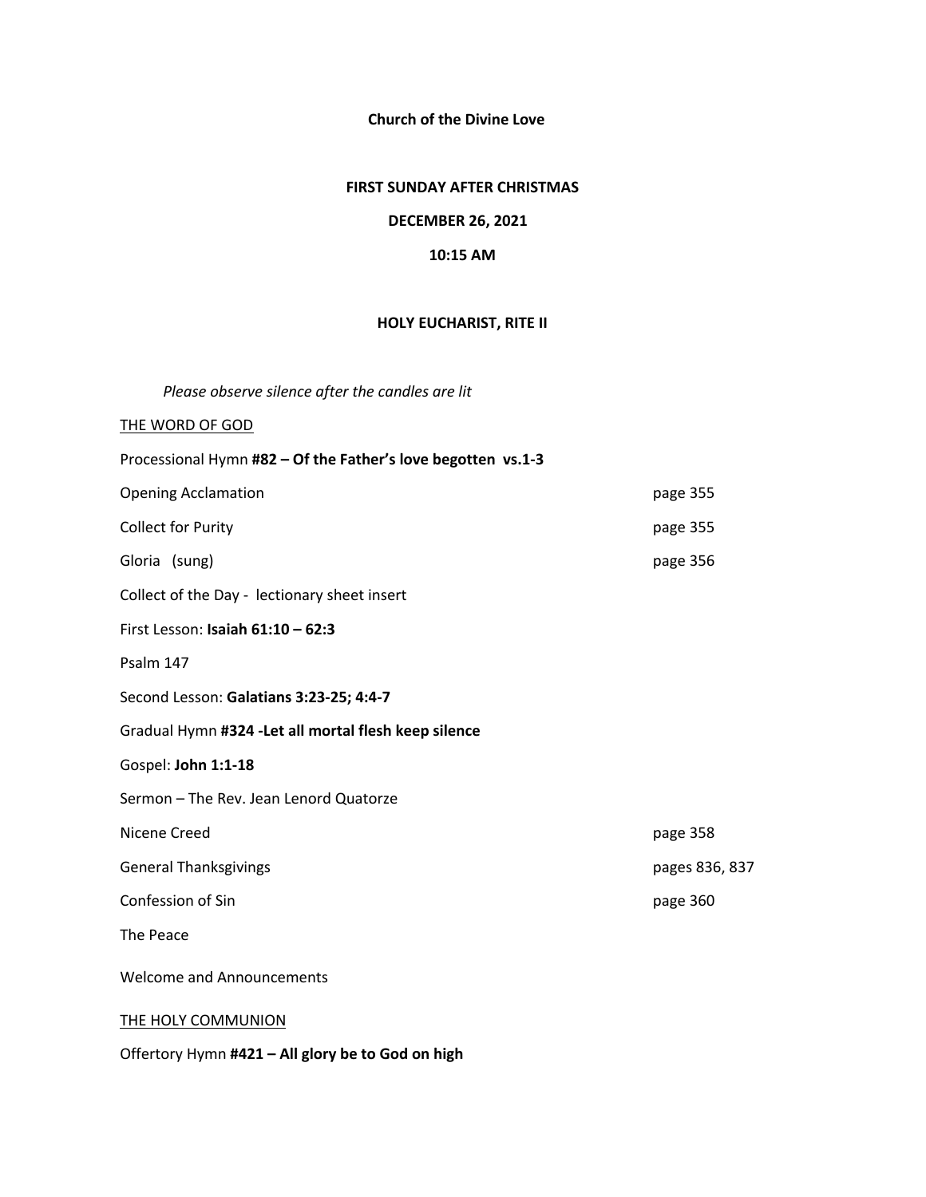**Church of the Divine Love**

**FIRST SUNDAY AFTER CHRISTMAS**

**DECEMBER 26, 2021**

**10:15 AM**

**HOLY EUCHARIST, RITE II**

*Please observe silence after the candles are lit*

THE WORD OF GOD

Processional Hymn **#82 – Of the Father's love begotten vs.1-3**

| | |
|---|---|
| Opening Acclamation | page 355 |
| Collect for Purity | page 355 |
| Gloria (sung) | page 356 |

Collect of the Day - lectionary sheet insert

First Lesson: **Isaiah 61:10 – 62:3**

Psalm 147

Second Lesson: **Galatians 3:23-25; 4:4-7**

Gradual Hymn **#324 -Let all mortal flesh keep silence**

Gospel: **John 1:1-18**

Sermon – The Rev. Jean Lenord Quatorze

| | |
|---|---|
| Nicene Creed | page 358 |
| General Thanksgivings | pages 836, 837 |
| Confession of Sin | page 360 |

The Peace

Welcome and Announcements

THE HOLY COMMUNION

Offertory Hymn **#421 – All glory be to God on high**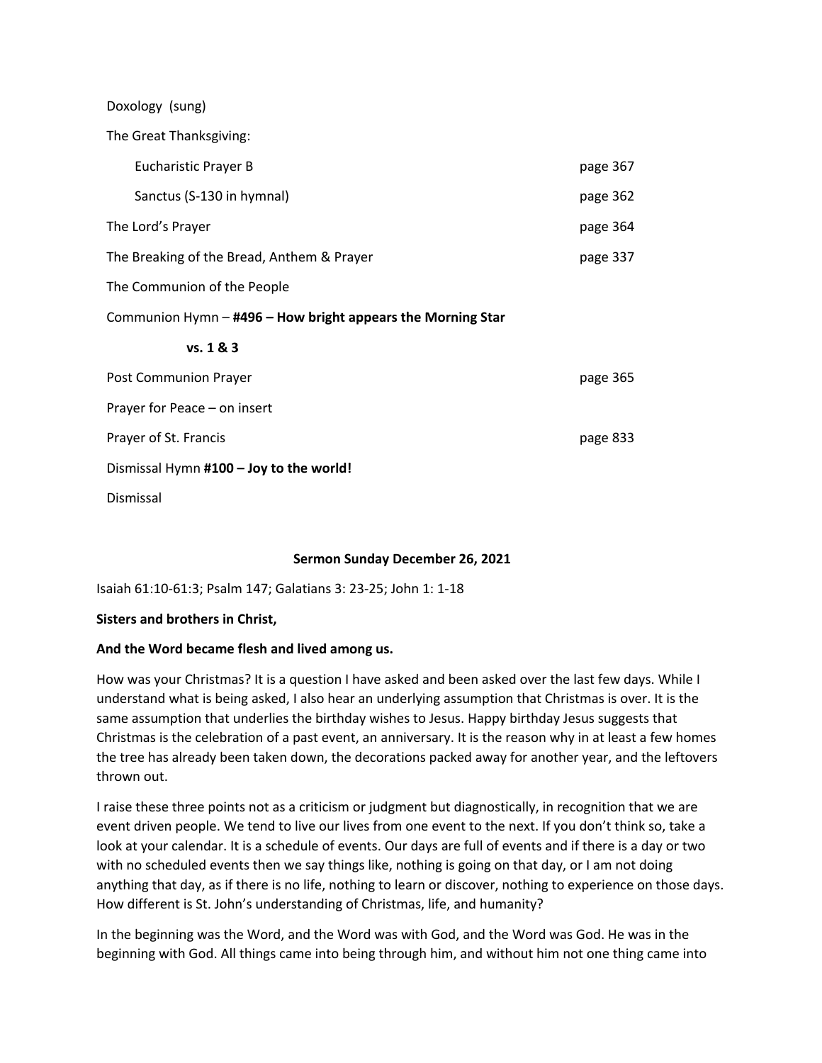| | |
|---|---|
| Doxology (sung) | |
| The Great Thanksgiving: | |
| Eucharistic Prayer B | page 367 |
| Sanctus (S-130 in hymnal) | page 362 |
| The Lord's Prayer | page 364 |
| The Breaking of the Bread, Anthem & Prayer | page 337 |
| The Communion of the People | |
| Communion Hymn – **#496 – How bright appears the Morning Star vs. 1 & 3** | |
| Post Communion Prayer | page 365 |
| Prayer for Peace – on insert | |
| Prayer of St. Francis | page 833 |
| Dismissal Hymn **#100 – Joy to the world!** | |
| Dismissal | |

**Sermon Sunday December 26, 2021**

Isaiah 61:10-61:3; Psalm 147; Galatians 3: 23-25; John 1: 1-18

**Sisters and brothers in Christ,**

**And the Word became flesh and lived among us.**

How was your Christmas? It is a question I have asked and been asked over the last few days. While I understand what is being asked, I also hear an underlying assumption that Christmas is over. It is the same assumption that underlies the birthday wishes to Jesus. Happy birthday Jesus suggests that Christmas is the celebration of a past event, an anniversary. It is the reason why in at least a few homes the tree has already been taken down, the decorations packed away for another year, and the leftovers thrown out.

I raise these three points not as a criticism or judgment but diagnostically, in recognition that we are event driven people. We tend to live our lives from one event to the next. If you don't think so, take a look at your calendar. It is a schedule of events. Our days are full of events and if there is a day or two with no scheduled events then we say things like, nothing is going on that day, or I am not doing anything that day, as if there is no life, nothing to learn or discover, nothing to experience on those days. How different is St. John's understanding of Christmas, life, and humanity?

In the beginning was the Word, and the Word was with God, and the Word was God. He was in the beginning with God. All things came into being through him, and without him not one thing came into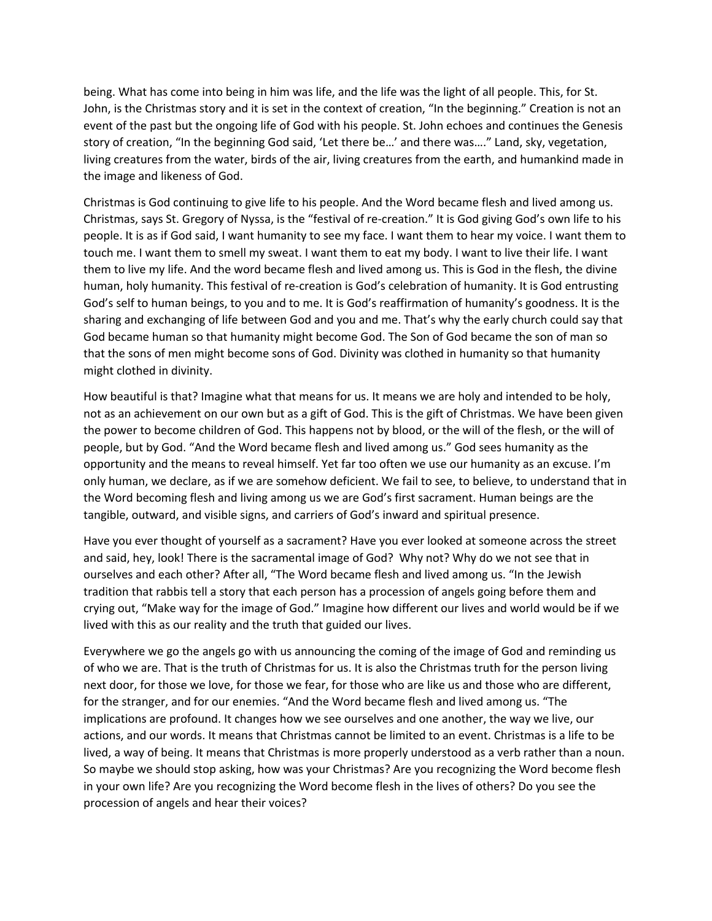being. What has come into being in him was life, and the life was the light of all people. This, for St. John, is the Christmas story and it is set in the context of creation, "In the beginning." Creation is not an event of the past but the ongoing life of God with his people. St. John echoes and continues the Genesis story of creation, "In the beginning God said, 'Let there be…' and there was…." Land, sky, vegetation, living creatures from the water, birds of the air, living creatures from the earth, and humankind made in the image and likeness of God.

Christmas is God continuing to give life to his people. And the Word became flesh and lived among us. Christmas, says St. Gregory of Nyssa, is the "festival of re-creation." It is God giving God's own life to his people. It is as if God said, I want humanity to see my face. I want them to hear my voice. I want them to touch me. I want them to smell my sweat. I want them to eat my body. I want to live their life. I want them to live my life. And the word became flesh and lived among us. This is God in the flesh, the divine human, holy humanity. This festival of re-creation is God's celebration of humanity. It is God entrusting God's self to human beings, to you and to me. It is God's reaffirmation of humanity's goodness. It is the sharing and exchanging of life between God and you and me. That's why the early church could say that God became human so that humanity might become God. The Son of God became the son of man so that the sons of men might become sons of God. Divinity was clothed in humanity so that humanity might clothed in divinity.

How beautiful is that? Imagine what that means for us. It means we are holy and intended to be holy, not as an achievement on our own but as a gift of God. This is the gift of Christmas. We have been given the power to become children of God. This happens not by blood, or the will of the flesh, or the will of people, but by God. "And the Word became flesh and lived among us." God sees humanity as the opportunity and the means to reveal himself. Yet far too often we use our humanity as an excuse. I'm only human, we declare, as if we are somehow deficient. We fail to see, to believe, to understand that in the Word becoming flesh and living among us we are God's first sacrament. Human beings are the tangible, outward, and visible signs, and carriers of God's inward and spiritual presence.

Have you ever thought of yourself as a sacrament? Have you ever looked at someone across the street and said, hey, look! There is the sacramental image of God? Why not? Why do we not see that in ourselves and each other? After all, "The Word became flesh and lived among us. "In the Jewish tradition that rabbis tell a story that each person has a procession of angels going before them and crying out, "Make way for the image of God." Imagine how different our lives and world would be if we lived with this as our reality and the truth that guided our lives.

Everywhere we go the angels go with us announcing the coming of the image of God and reminding us of who we are. That is the truth of Christmas for us. It is also the Christmas truth for the person living next door, for those we love, for those we fear, for those who are like us and those who are different, for the stranger, and for our enemies. "And the Word became flesh and lived among us. "The implications are profound. It changes how we see ourselves and one another, the way we live, our actions, and our words. It means that Christmas cannot be limited to an event. Christmas is a life to be lived, a way of being. It means that Christmas is more properly understood as a verb rather than a noun. So maybe we should stop asking, how was your Christmas? Are you recognizing the Word become flesh in your own life? Are you recognizing the Word become flesh in the lives of others? Do you see the procession of angels and hear their voices?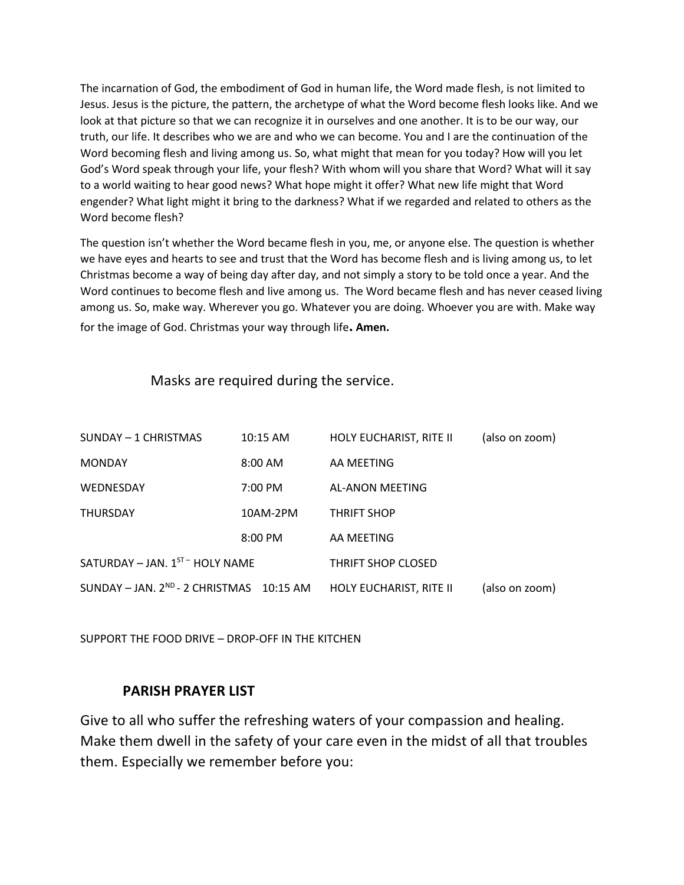The incarnation of God, the embodiment of God in human life, the Word made flesh, is not limited to Jesus. Jesus is the picture, the pattern, the archetype of what the Word become flesh looks like. And we look at that picture so that we can recognize it in ourselves and one another. It is to be our way, our truth, our life. It describes who we are and who we can become. You and I are the continuation of the Word becoming flesh and living among us. So, what might that mean for you today? How will you let God's Word speak through your life, your flesh? With whom will you share that Word? What will it say to a world waiting to hear good news? What hope might it offer? What new life might that Word engender? What light might it bring to the darkness? What if we regarded and related to others as the Word become flesh?

The question isn't whether the Word became flesh in you, me, or anyone else. The question is whether we have eyes and hearts to see and trust that the Word has become flesh and is living among us, to let Christmas become a way of being day after day, and not simply a story to be told once a year. And the Word continues to become flesh and live among us. The Word became flesh and has never ceased living among us. So, make way. Wherever you go. Whatever you are doing. Whoever you are with. Make way for the image of God. Christmas your way through life**. Amen.**

Masks are required during the service.

| | | | |
|---|---|---|---|
| SUNDAY – 1 CHRISTMAS | 10:15 AM | HOLY EUCHARIST, RITE II | (also on zoom) |
| MONDAY | 8:00 AM | AA MEETING | |
| WEDNESDAY | 7:00 PM | AL-ANON MEETING | |
| THURSDAY | 10AM-2PM | THRIFT SHOP | |
| | 8:00 PM | AA MEETING | |
| SATURDAY – JAN. 1ST – HOLY NAME | | THRIFT SHOP CLOSED | |
| SUNDAY – JAN. 2ND - 2 CHRISTMAS | 10:15 AM | HOLY EUCHARIST, RITE II | (also on zoom) |

SUPPORT THE FOOD DRIVE – DROP-OFF IN THE KITCHEN

**PARISH PRAYER LIST**

Give to all who suffer the refreshing waters of your compassion and healing. Make them dwell in the safety of your care even in the midst of all that troubles them. Especially we remember before you: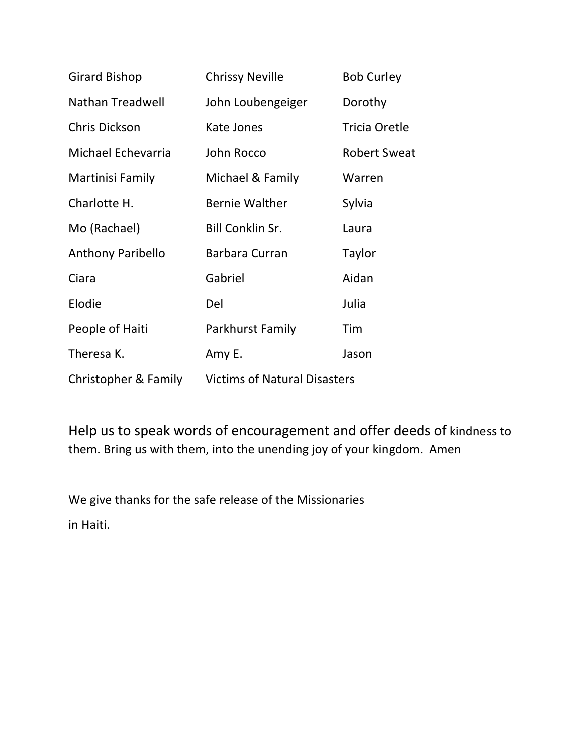| | | |
|---|---|---|
| Girard Bishop | Chrissy Neville | Bob Curley |
| Nathan Treadwell | John Loubengeiger | Dorothy |
| Chris Dickson | Kate Jones | Tricia Oretle |
| Michael Echevarria | John Rocco | Robert Sweat |
| Martinisi Family | Michael & Family | Warren |
| Charlotte H. | Bernie Walther | Sylvia |
| Mo (Rachael) | Bill Conklin Sr. | Laura |
| Anthony Paribello | Barbara Curran | Taylor |
| Ciara | Gabriel | Aidan |
| Elodie | Del | Julia |
| People of Haiti | Parkhurst Family | Tim |
| Theresa K. | Amy E. | Jason |
| Christopher & Family | Victims of Natural Disasters | |

Help us to speak words of encouragement and offer deeds of kindness to them. Bring us with them, into the unending joy of your kingdom. Amen

We give thanks for the safe release of the Missionaries in Haiti.